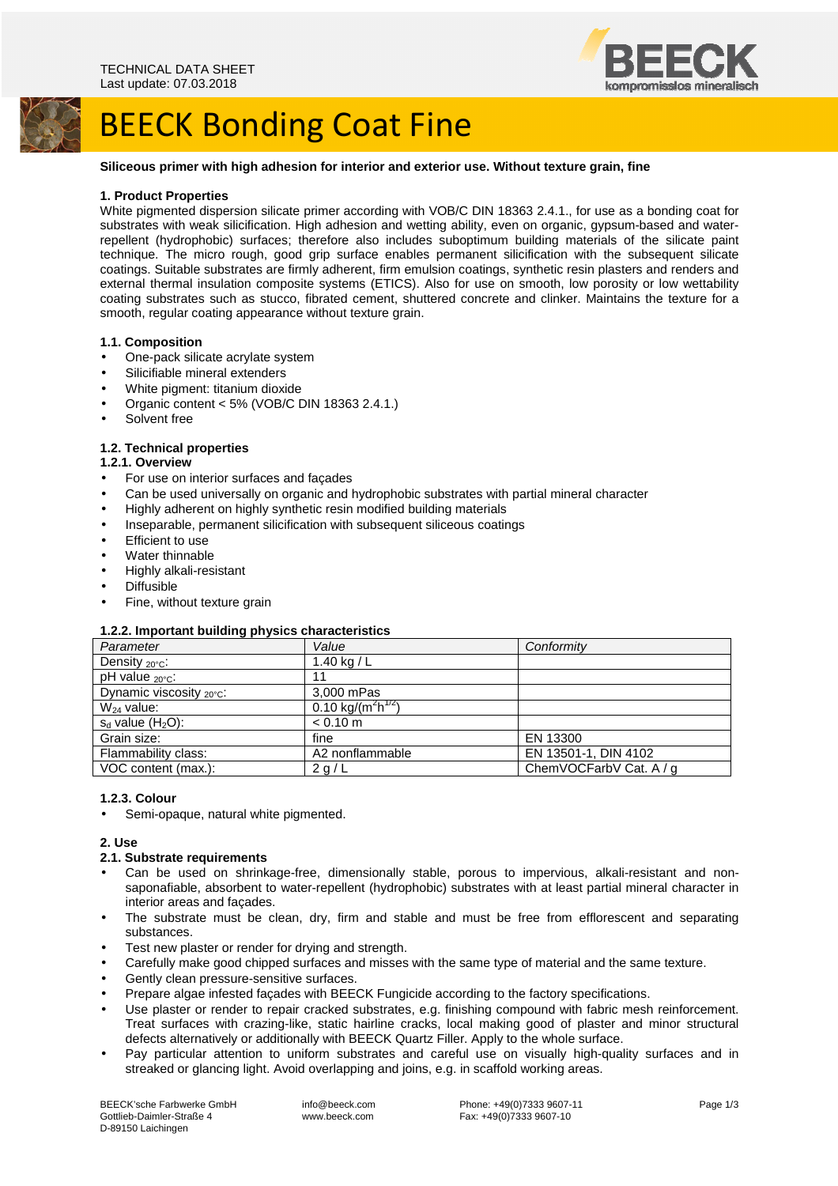TECHNICAL DATA SHEET
Last update: 07.03.2018

# BEECK Bonding Coat Fine

**Siliceous primer with high adhesion for interior and exterior use. Without texture grain, fine**

## 1. Product Properties

White pigmented dispersion silicate primer according with VOB/C DIN 18363 2.4.1., for use as a bonding coat for substrates with weak silicification. High adhesion and wetting ability, even on organic, gypsum-based and water-repellent (hydrophobic) surfaces; therefore also includes suboptimum building materials of the silicate paint technique. The micro rough, good grip surface enables permanent silicification with the subsequent silicate coatings. Suitable substrates are firmly adherent, firm emulsion coatings, synthetic resin plasters and renders and external thermal insulation composite systems (ETICS). Also for use on smooth, low porosity or low wettability coating substrates such as stucco, fibrated cement, shuttered concrete and clinker. Maintains the texture for a smooth, regular coating appearance without texture grain.

### 1.1. Composition

- One-pack silicate acrylate system
- Silicifiable mineral extenders
- White pigment: titanium dioxide
- Organic content < 5% (VOB/C DIN 18363 2.4.1.)
- Solvent free

### 1.2. Technical properties

#### 1.2.1. Overview

- For use on interior surfaces and façades
- Can be used universally on organic and hydrophobic substrates with partial mineral character
- Highly adherent on highly synthetic resin modified building materials
- Inseparable, permanent silicification with subsequent siliceous coatings
- Efficient to use
- Water thinnable
- Highly alkali-resistant
- Diffusible
- Fine, without texture grain

#### 1.2.2. Important building physics characteristics

| *Parameter* | *Value* | *Conformity* |
|---|---|---|
| Density $_{20°C}$: | 1.40 kg / L | |
| pH value $_{20°C}$: | 11 | |
| Dynamic viscosity $_{20°C}$: | 3,000 mPas | |
| $W_{24}$ value: | 0.10 kg/($m^2h^{1/2}$) | |
| $s_d$ value ($H_2O$): | < 0.10 m | |
| Grain size: | fine | EN 13300 |
| Flammability class: | A2 nonflammable | EN 13501-1, DIN 4102 |
| VOC content (max.): | 2 g / L | ChemVOCFarbV Cat. A / g |

#### 1.2.3. Colour

- Semi-opaque, natural white pigmented.

## 2. Use

### 2.1. Substrate requirements

- Can be used on shrinkage-free, dimensionally stable, porous to impervious, alkali-resistant and non-saponafiable, absorbent to water-repellent (hydrophobic) substrates with at least partial mineral character in interior areas and façades.
- The substrate must be clean, dry, firm and stable and must be free from efflorescent and separating substances.
- Test new plaster or render for drying and strength.
- Carefully make good chipped surfaces and misses with the same type of material and the same texture.
- Gently clean pressure-sensitive surfaces.
- Prepare algae infested façades with BEECK Fungicide according to the factory specifications.
- Use plaster or render to repair cracked substrates, e.g. finishing compound with fabric mesh reinforcement. Treat surfaces with crazing-like, static hairline cracks, local making good of plaster and minor structural defects alternatively or additionally with BEECK Quartz Filler. Apply to the whole surface.
- Pay particular attention to uniform substrates and careful use on visually high-quality surfaces and in streaked or glancing light. Avoid overlapping and joins, e.g. in scaffold working areas.

BEECK'sche Farbwerke GmbH
Gottlieb-Daimler-Straße 4
D-89150 Laichingen

info@beeck.com
www.beeck.com

Phone: +49(0)7333 9607-11
Fax: +49(0)7333 9607-10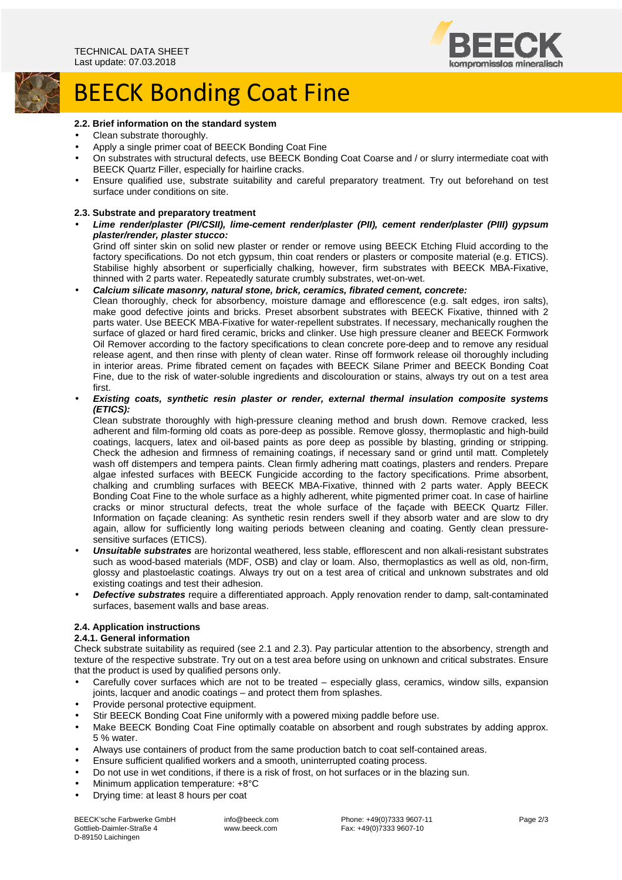### 2.2. Brief information on the standard system

- Clean substrate thoroughly.
- Apply a single primer coat of BEECK Bonding Coat Fine
- On substrates with structural defects, use BEECK Bonding Coat Coarse and / or slurry intermediate coat with BEECK Quartz Filler, especially for hairline cracks.
- Ensure qualified use, substrate suitability and careful preparatory treatment. Try out beforehand on test surface under conditions on site.

### 2.3. Substrate and preparatory treatment

- ***Lime render/plaster (PI/CSII), lime-cement render/plaster (PII), cement render/plaster (PIII) gypsum plaster/render, plaster stucco:***
  Grind off sinter skin on solid new plaster or render or remove using BEECK Etching Fluid according to the factory specifications. Do not etch gypsum, thin coat renders or plasters or composite material (e.g. ETICS). Stabilise highly absorbent or superficially chalking, however, firm substrates with BEECK MBA-Fixative, thinned with 2 parts water. Repeatedly saturate crumbly substrates, wet-on-wet.
- ***Calcium silicate masonry, natural stone, brick, ceramics, fibrated cement, concrete:***
  Clean thoroughly, check for absorbency, moisture damage and efflorescence (e.g. salt edges, iron salts), make good defective joints and bricks. Preset absorbent substrates with BEECK Fixative, thinned with 2 parts water. Use BEECK MBA-Fixative for water-repellent substrates. If necessary, mechanically roughen the surface of glazed or hard fired ceramic, bricks and clinker. Use high pressure cleaner and BEECK Formwork Oil Remover according to the factory specifications to clean concrete pore-deep and to remove any residual release agent, and then rinse with plenty of clean water. Rinse off formwork release oil thoroughly including in interior areas. Prime fibrated cement on façades with BEECK Silane Primer and BEECK Bonding Coat Fine, due to the risk of water-soluble ingredients and discolouration or stains, always try out on a test area first.
- ***Existing coats, synthetic resin plaster or render, external thermal insulation composite systems (ETICS):***
  Clean substrate thoroughly with high-pressure cleaning method and brush down. Remove cracked, less adherent and film-forming old coats as pore-deep as possible. Remove glossy, thermoplastic and high-build coatings, lacquers, latex and oil-based paints as pore deep as possible by blasting, grinding or stripping. Check the adhesion and firmness of remaining coatings, if necessary sand or grind until matt. Completely wash off distempers and tempera paints. Clean firmly adhering matt coatings, plasters and renders. Prepare algae infested surfaces with BEECK Fungicide according to the factory specifications. Prime absorbent, chalking and crumbling surfaces with BEECK MBA-Fixative, thinned with 2 parts water. Apply BEECK Bonding Coat Fine to the whole surface as a highly adherent, white pigmented primer coat. In case of hairline cracks or minor structural defects, treat the whole surface of the façade with BEECK Quartz Filler. Information on façade cleaning: As synthetic resin renders swell if they absorb water and are slow to dry again, allow for sufficiently long waiting periods between cleaning and coating. Gently clean pressure-sensitive surfaces (ETICS).
- ***Unsuitable substrates*** are horizontal weathered, less stable, efflorescent and non alkali-resistant substrates such as wood-based materials (MDF, OSB) and clay or loam. Also, thermoplastics as well as old, non-firm, glossy and plastoelastic coatings. Always try out on a test area of critical and unknown substrates and old existing coatings and test their adhesion.
- ***Defective substrates*** require a differentiated approach. Apply renovation render to damp, salt-contaminated surfaces, basement walls and base areas.

### 2.4. Application instructions

#### 2.4.1. General information

Check substrate suitability as required (see 2.1 and 2.3). Pay particular attention to the absorbency, strength and texture of the respective substrate. Try out on a test area before using on unknown and critical substrates. Ensure that the product is used by qualified persons only.

- Carefully cover surfaces which are not to be treated – especially glass, ceramics, window sills, expansion joints, lacquer and anodic coatings – and protect them from splashes.
- Provide personal protective equipment.
- Stir BEECK Bonding Coat Fine uniformly with a powered mixing paddle before use.
- Make BEECK Bonding Coat Fine optimally coatable on absorbent and rough substrates by adding approx. 5 % water.
- Always use containers of product from the same production batch to coat self-contained areas.
- Ensure sufficient qualified workers and a smooth, uninterrupted coating process.
- Do not use in wet conditions, if there is a risk of frost, on hot surfaces or in the blazing sun.
- Minimum application temperature: +8°C
- Drying time: at least 8 hours per coat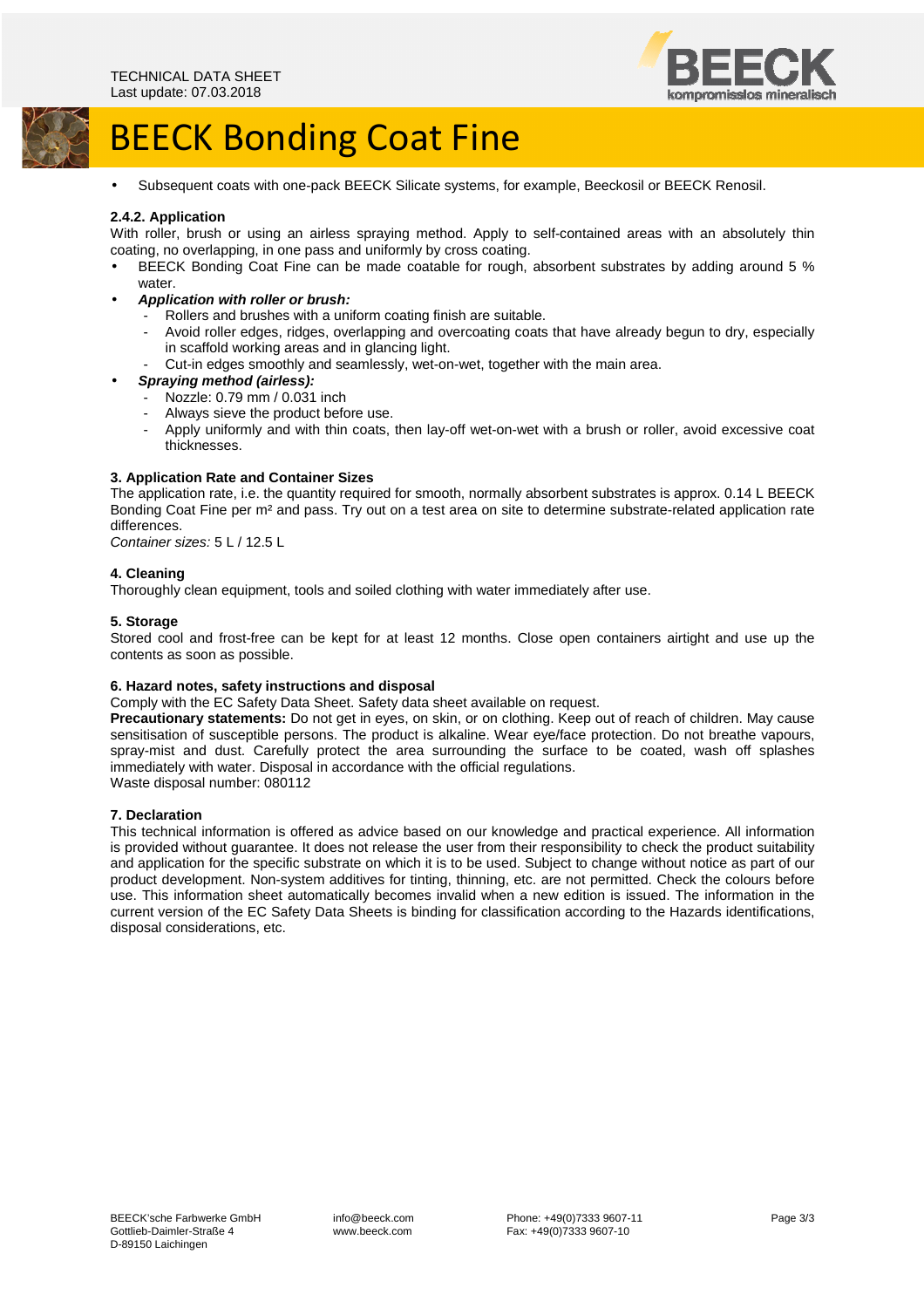# BEECK Bonding Coat Fine

- Subsequent coats with one-pack BEECK Silicate systems, for example, Beeckosil or BEECK Renosil.

#### 2.4.2. Application

With roller, brush or using an airless spraying method. Apply to self-contained areas with an absolutely thin coating, no overlapping, in one pass and uniformly by cross coating.

- BEECK Bonding Coat Fine can be made coatable for rough, absorbent substrates by adding around 5 % water.
- ***Application with roller or brush:***
  - Rollers and brushes with a uniform coating finish are suitable.
  - Avoid roller edges, ridges, overlapping and overcoating coats that have already begun to dry, especially in scaffold working areas and in glancing light.
  - Cut-in edges smoothly and seamlessly, wet-on-wet, together with the main area.
- ***Spraying method (airless):***
  - Nozzle: 0.79 mm / 0.031 inch
  - Always sieve the product before use.
  - Apply uniformly and with thin coats, then lay-off wet-on-wet with a brush or roller, avoid excessive coat thicknesses.

#### 3. Application Rate and Container Sizes

The application rate, i.e. the quantity required for smooth, normally absorbent substrates is approx. 0.14 L BEECK Bonding Coat Fine per m² and pass. Try out on a test area on site to determine substrate-related application rate differences.

*Container sizes:* 5 L / 12.5 L

#### 4. Cleaning

Thoroughly clean equipment, tools and soiled clothing with water immediately after use.

#### 5. Storage

Stored cool and frost-free can be kept for at least 12 months. Close open containers airtight and use up the contents as soon as possible.

#### 6. Hazard notes, safety instructions and disposal

Comply with the EC Safety Data Sheet. Safety data sheet available on request.

**Precautionary statements:** Do not get in eyes, on skin, or on clothing. Keep out of reach of children. May cause sensitisation of susceptible persons. The product is alkaline. Wear eye/face protection. Do not breathe vapours, spray-mist and dust. Carefully protect the area surrounding the surface to be coated, wash off splashes immediately with water. Disposal in accordance with the official regulations.

Waste disposal number: 080112

#### 7. Declaration

This technical information is offered as advice based on our knowledge and practical experience. All information is provided without guarantee. It does not release the user from their responsibility to check the product suitability and application for the specific substrate on which it is to be used. Subject to change without notice as part of our product development. Non-system additives for tinting, thinning, etc. are not permitted. Check the colours before use. This information sheet automatically becomes invalid when a new edition is issued. The information in the current version of the EC Safety Data Sheets is binding for classification according to the Hazards identifications, disposal considerations, etc.